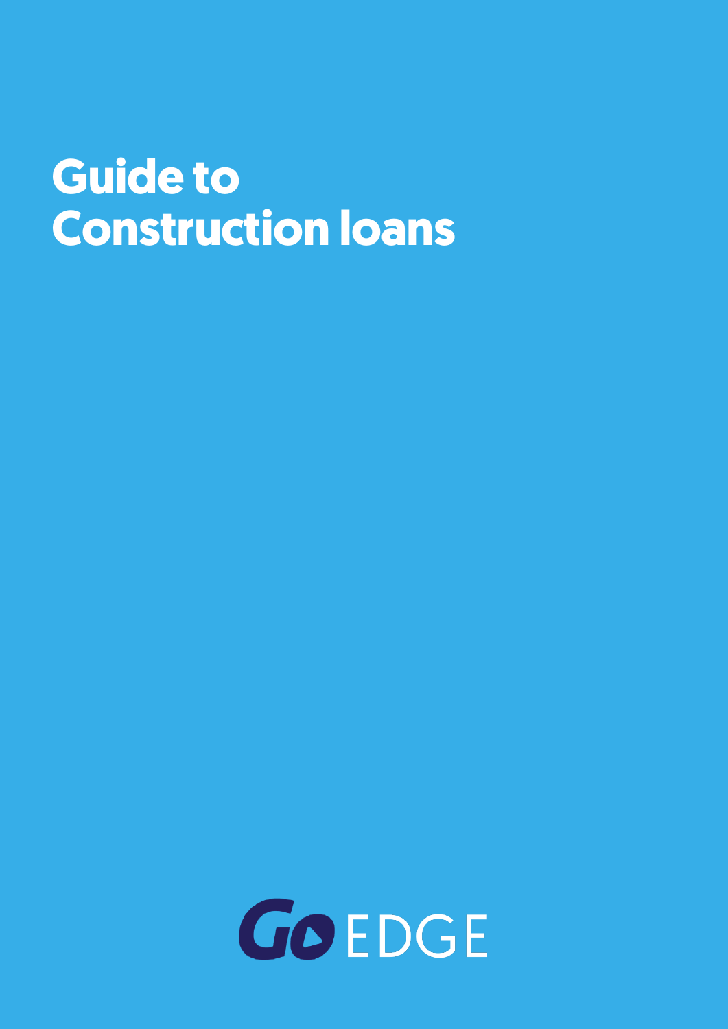# Guide to Construction loans

GoEDGE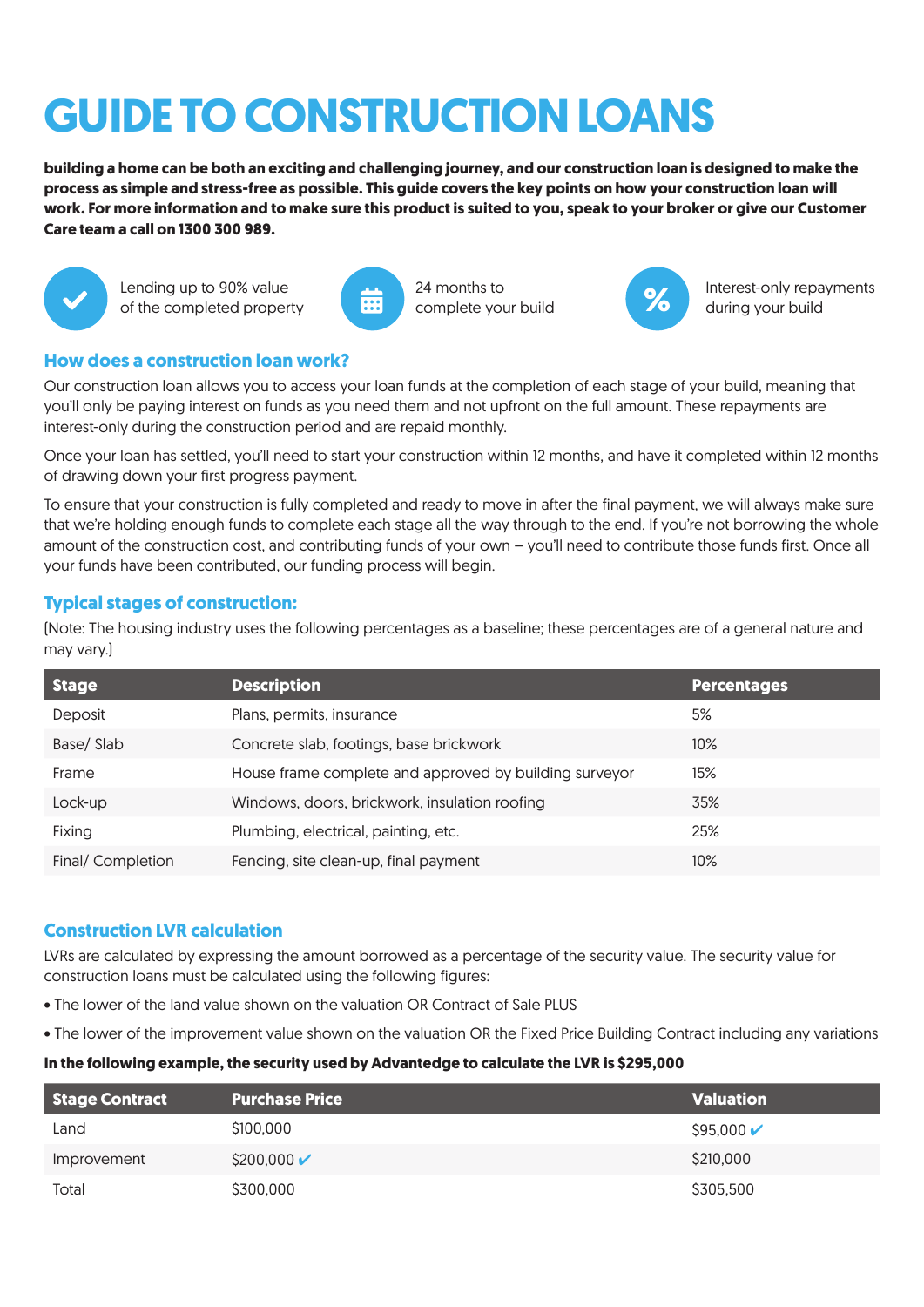# GUIDE TO CONSTRUCTION LOANS

**building a home can be both an exciting and challenging journey, and our construction loan is designed to make the process as simple and stress-free as possible. This guide covers the key points on how your construction loan will work. For more information and to make sure this product is suited to you, speak to your broker or give our Customer Care team a call on 1300 300 989.**

- Lending up to 90% value of the completed property
- 24 months to complete your build
- Interest-only repayments during your build

## How does a construction loan work?

Our construction loan allows you to access your loan funds at the completion of each stage of your build, meaning that you'll only be paying interest on funds as you need them and not upfront on the full amount. These repayments are interest-only during the construction period and are repaid monthly.

Once your loan has settled, you'll need to start your construction within 12 months, and have it completed within 12 months of drawing down your first progress payment.

To ensure that your construction is fully completed and ready to move in after the final payment, we will always make sure that we're holding enough funds to complete each stage all the way through to the end. If you're not borrowing the whole amount of the construction cost, and contributing funds of your own – you'll need to contribute those funds first. Once all your funds have been contributed, our funding process will begin.

## Typical stages of construction:

(Note: The housing industry uses the following percentages as a baseline; these percentages are of a general nature and may vary.)

| Stage | Description | Percentages |
|---|---|---|
| Deposit | Plans, permits, insurance | 5% |
| Base/ Slab | Concrete slab, footings, base brickwork | 10% |
| Frame | House frame complete and approved by building surveyor | 15% |
| Lock-up | Windows, doors, brickwork, insulation roofing | 35% |
| Fixing | Plumbing, electrical, painting, etc. | 25% |
| Final/ Completion | Fencing, site clean-up, final payment | 10% |

## Construction LVR calculation

LVRs are calculated by expressing the amount borrowed as a percentage of the security value. The security value for construction loans must be calculated using the following figures:

- The lower of the land value shown on the valuation OR Contract of Sale PLUS
- The lower of the improvement value shown on the valuation OR the Fixed Price Building Contract including any variations

**In the following example, the security used by Advantedge to calculate the LVR is $295,000**

| Stage Contract | Purchase Price | Valuation |
|---|---|---|
| Land | $100,000 | $95,000 ✔ |
| Improvement | $200,000 ✔ | $210,000 |
| Total | $300,000 | $305,500 |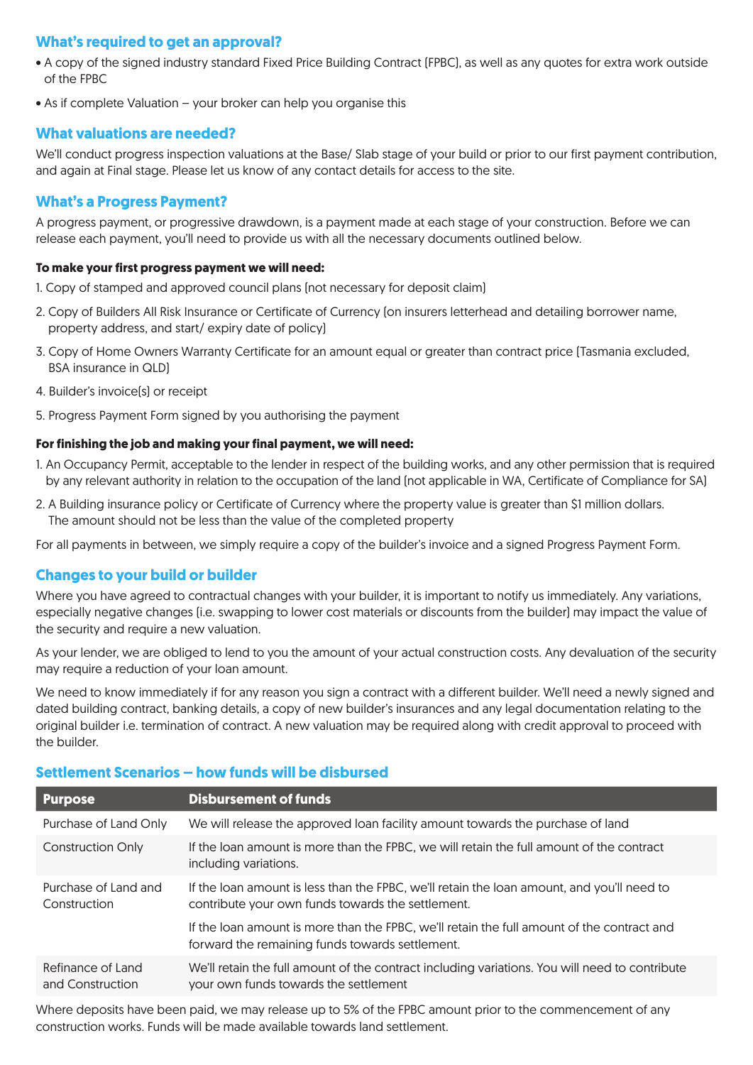## What's required to get an approval?

- A copy of the signed industry standard Fixed Price Building Contract (FPBC), as well as any quotes for extra work outside of the FPBC
- As if complete Valuation – your broker can help you organise this

## What valuations are needed?

We'll conduct progress inspection valuations at the Base/ Slab stage of your build or prior to our first payment contribution, and again at Final stage. Please let us know of any contact details for access to the site.

## What's a Progress Payment?

A progress payment, or progressive drawdown, is a payment made at each stage of your construction. Before we can release each payment, you'll need to provide us with all the necessary documents outlined below.

**To make your first progress payment we will need:**

1. Copy of stamped and approved council plans (not necessary for deposit claim)
2. Copy of Builders All Risk Insurance or Certificate of Currency (on insurers letterhead and detailing borrower name, property address, and start/ expiry date of policy)
3. Copy of Home Owners Warranty Certificate for an amount equal or greater than contract price (Tasmania excluded, BSA insurance in QLD)
4. Builder's invoice(s) or receipt
5. Progress Payment Form signed by you authorising the payment

**For finishing the job and making your final payment, we will need:**

1. An Occupancy Permit, acceptable to the lender in respect of the building works, and any other permission that is required by any relevant authority in relation to the occupation of the land (not applicable in WA, Certificate of Compliance for SA)
2. A Building insurance policy or Certificate of Currency where the property value is greater than $1 million dollars. The amount should not be less than the value of the completed property

For all payments in between, we simply require a copy of the builder's invoice and a signed Progress Payment Form.

## Changes to your build or builder

Where you have agreed to contractual changes with your builder, it is important to notify us immediately. Any variations, especially negative changes (i.e. swapping to lower cost materials or discounts from the builder) may impact the value of the security and require a new valuation.

As your lender, we are obliged to lend to you the amount of your actual construction costs. Any devaluation of the security may require a reduction of your loan amount.

We need to know immediately if for any reason you sign a contract with a different builder. We'll need a newly signed and dated building contract, banking details, a copy of new builder's insurances and any legal documentation relating to the original builder i.e. termination of contract. A new valuation may be required along with credit approval to proceed with the builder.

## Settlement Scenarios – how funds will be disbursed

| Purpose | Disbursement of funds |
|---|---|
| Purchase of Land Only | We will release the approved loan facility amount towards the purchase of land |
| Construction Only | If the loan amount is more than the FPBC, we will retain the full amount of the contract including variations. |
| Purchase of Land and Construction | If the loan amount is less than the FPBC, we'll retain the loan amount, and you'll need to contribute your own funds towards the settlement. |
| | If the loan amount is more than the FPBC, we'll retain the full amount of the contract and forward the remaining funds towards settlement. |
| Refinance of Land and Construction | We'll retain the full amount of the contract including variations. You will need to contribute your own funds towards the settlement |

Where deposits have been paid, we may release up to 5% of the FPBC amount prior to the commencement of any construction works. Funds will be made available towards land settlement.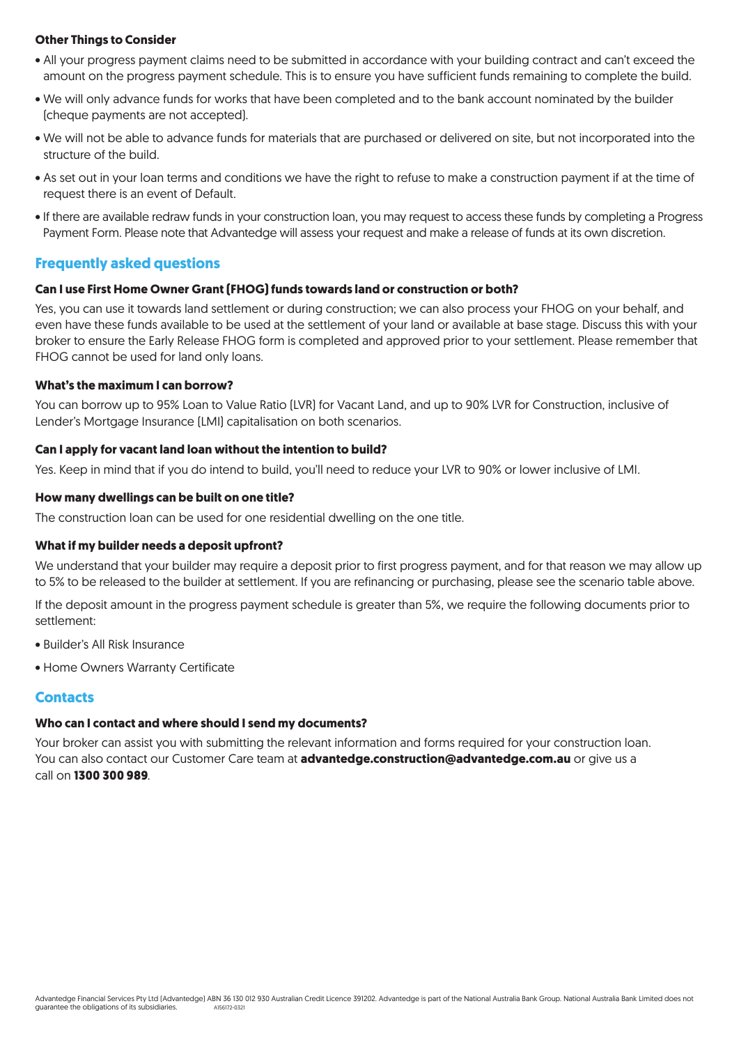### Other Things to Consider

- All your progress payment claims need to be submitted in accordance with your building contract and can't exceed the amount on the progress payment schedule. This is to ensure you have sufficient funds remaining to complete the build.
- We will only advance funds for works that have been completed and to the bank account nominated by the builder (cheque payments are not accepted).
- We will not be able to advance funds for materials that are purchased or delivered on site, but not incorporated into the structure of the build.
- As set out in your loan terms and conditions we have the right to refuse to make a construction payment if at the time of request there is an event of Default.
- If there are available redraw funds in your construction loan, you may request to access these funds by completing a Progress Payment Form. Please note that Advantedge will assess your request and make a release of funds at its own discretion.

## Frequently asked questions

### Can I use First Home Owner Grant (FHOG) funds towards land or construction or both?

Yes, you can use it towards land settlement or during construction; we can also process your FHOG on your behalf, and even have these funds available to be used at the settlement of your land or available at base stage. Discuss this with your broker to ensure the Early Release FHOG form is completed and approved prior to your settlement. Please remember that FHOG cannot be used for land only loans.

### What's the maximum I can borrow?

You can borrow up to 95% Loan to Value Ratio (LVR) for Vacant Land, and up to 90% LVR for Construction, inclusive of Lender's Mortgage Insurance (LMI) capitalisation on both scenarios.

### Can I apply for vacant land loan without the intention to build?

Yes. Keep in mind that if you do intend to build, you'll need to reduce your LVR to 90% or lower inclusive of LMI.

### How many dwellings can be built on one title?

The construction loan can be used for one residential dwelling on the one title.

### What if my builder needs a deposit upfront?

We understand that your builder may require a deposit prior to first progress payment, and for that reason we may allow up to 5% to be released to the builder at settlement. If you are refinancing or purchasing, please see the scenario table above.

If the deposit amount in the progress payment schedule is greater than 5%, we require the following documents prior to settlement:

- Builder's All Risk Insurance
- Home Owners Warranty Certificate

## Contacts

### Who can I contact and where should I send my documents?

Your broker can assist you with submitting the relevant information and forms required for your construction loan. You can also contact our Customer Care team at **advantedge.construction@advantedge.com.au** or give us a call on **1300 300 989**.

Advantedge Financial Services Pty Ltd (Advantedge) ABN 36 130 012 930 Australian Credit Licence 391202. Advantedge is part of the National Australia Bank Group. National Australia Bank Limited does not guarantee the obligations of its subsidiaries. A156172-0321